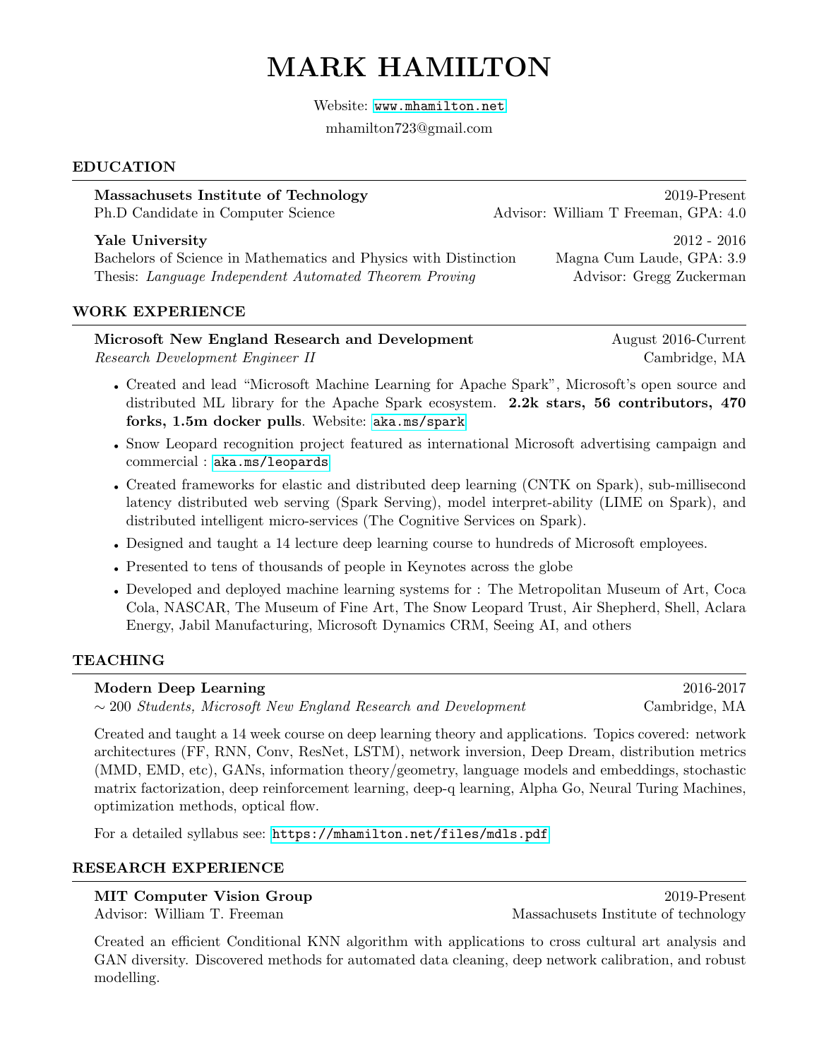# MARK HAMILTON

Website: www.mhamilton.net

mhamilton723@gmail.com

## EDUCATION

**Massachusets Institute of Technology** — 2019-Present
Ph.D Candidate in Computer Science — Advisor: William T Freeman, GPA: 4.0

**Yale University** — 2012 - 2016
Bachelors of Science in Mathematics and Physics with Distinction — Magna Cum Laude, GPA: 3.9
Thesis: *Language Independent Automated Theorem Proving* — Advisor: Gregg Zuckerman

## WORK EXPERIENCE

**Microsoft New England Research and Development** — August 2016-Current
*Research Development Engineer II* — Cambridge, MA

- Created and lead "Microsoft Machine Learning for Apache Spark", Microsoft's open source and distributed ML library for the Apache Spark ecosystem. **2.2k stars, 56 contributors, 470 forks, 1.5m docker pulls**. Website: aka.ms/spark
- Snow Leopard recognition project featured as international Microsoft advertising campaign and commercial : aka.ms/leopards
- Created frameworks for elastic and distributed deep learning (CNTK on Spark), sub-millisecond latency distributed web serving (Spark Serving), model interpret-ability (LIME on Spark), and distributed intelligent micro-services (The Cognitive Services on Spark).
- Designed and taught a 14 lecture deep learning course to hundreds of Microsoft employees.
- Presented to tens of thousands of people in Keynotes across the globe
- Developed and deployed machine learning systems for : The Metropolitan Museum of Art, Coca Cola, NASCAR, The Museum of Fine Art, The Snow Leopard Trust, Air Shepherd, Shell, Aclara Energy, Jabil Manufacturing, Microsoft Dynamics CRM, Seeing AI, and others

## TEACHING

**Modern Deep Learning** — 2016-2017
$\sim$ 200 *Students, Microsoft New England Research and Development* — Cambridge, MA

Created and taught a 14 week course on deep learning theory and applications. Topics covered: network architectures (FF, RNN, Conv, ResNet, LSTM), network inversion, Deep Dream, distribution metrics (MMD, EMD, etc), GANs, information theory/geometry, language models and embeddings, stochastic matrix factorization, deep reinforcement learning, deep-q learning, Alpha Go, Neural Turing Machines, optimization methods, optical flow.

For a detailed syllabus see: https://mhamilton.net/files/mdls.pdf

## RESEARCH EXPERIENCE

**MIT Computer Vision Group** — 2019-Present
Advisor: William T. Freeman — Massachusets Institute of technology

Created an efficient Conditional KNN algorithm with applications to cross cultural art analysis and GAN diversity. Discovered methods for automated data cleaning, deep network calibration, and robust modelling.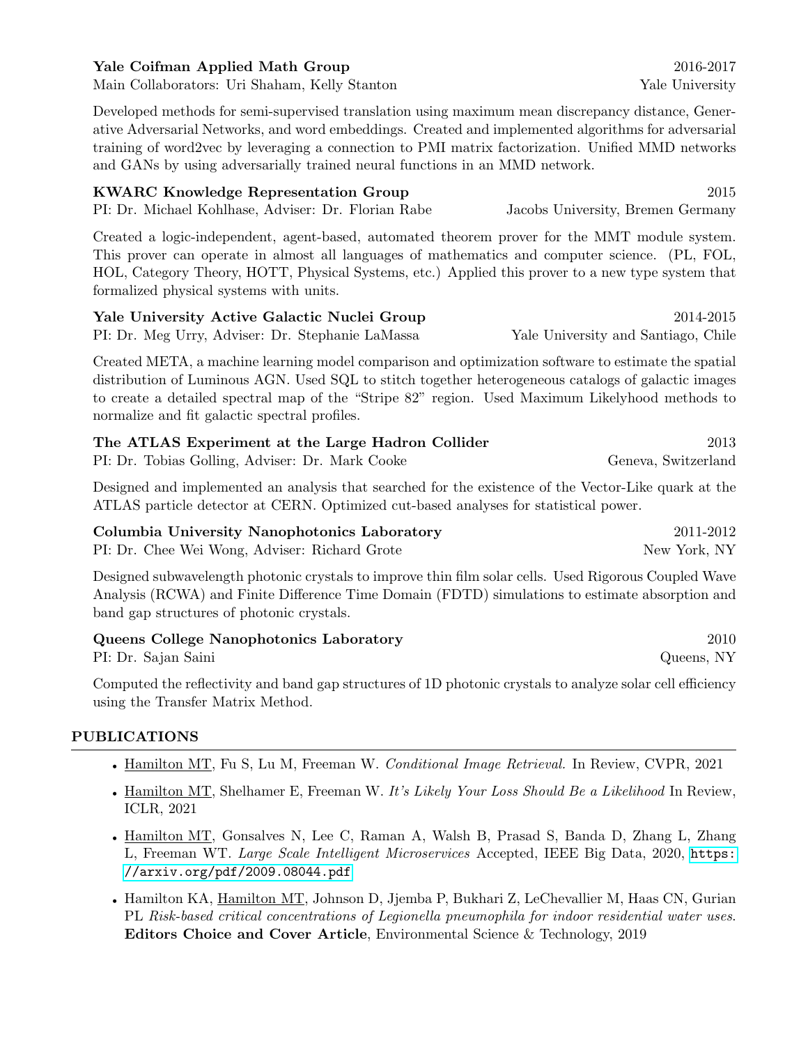**Yale Coifman Applied Math Group** 2016-2017
Main Collaborators: Uri Shaham, Kelly Stanton — Yale University

Developed methods for semi-supervised translation using maximum mean discrepancy distance, Generative Adversarial Networks, and word embeddings. Created and implemented algorithms for adversarial training of word2vec by leveraging a connection to PMI matrix factorization. Unified MMD networks and GANs by using adversarially trained neural functions in an MMD network.

**KWARC Knowledge Representation Group** 2015
PI: Dr. Michael Kohlhase, Adviser: Dr. Florian Rabe — Jacobs University, Bremen Germany

Created a logic-independent, agent-based, automated theorem prover for the MMT module system. This prover can operate in almost all languages of mathematics and computer science. (PL, FOL, HOL, Category Theory, HOTT, Physical Systems, etc.) Applied this prover to a new type system that formalized physical systems with units.

**Yale University Active Galactic Nuclei Group** 2014-2015
PI: Dr. Meg Urry, Adviser: Dr. Stephanie LaMassa — Yale University and Santiago, Chile

Created META, a machine learning model comparison and optimization software to estimate the spatial distribution of Luminous AGN. Used SQL to stitch together heterogeneous catalogs of galactic images to create a detailed spectral map of the "Stripe 82" region. Used Maximum Likelyhood methods to normalize and fit galactic spectral profiles.

**The ATLAS Experiment at the Large Hadron Collider** 2013
PI: Dr. Tobias Golling, Adviser: Dr. Mark Cooke — Geneva, Switzerland

Designed and implemented an analysis that searched for the existence of the Vector-Like quark at the ATLAS particle detector at CERN. Optimized cut-based analyses for statistical power.

**Columbia University Nanophotonics Laboratory** 2011-2012
PI: Dr. Chee Wei Wong, Adviser: Richard Grote — New York, NY

Designed subwavelength photonic crystals to improve thin film solar cells. Used Rigorous Coupled Wave Analysis (RCWA) and Finite Difference Time Domain (FDTD) simulations to estimate absorption and band gap structures of photonic crystals.

**Queens College Nanophotonics Laboratory** 2010
PI: Dr. Sajan Saini — Queens, NY

Computed the reflectivity and band gap structures of 1D photonic crystals to analyze solar cell efficiency using the Transfer Matrix Method.

## PUBLICATIONS

- Hamilton MT, Fu S, Lu M, Freeman W. *Conditional Image Retrieval.* In Review, CVPR, 2021
- Hamilton MT, Shelhamer E, Freeman W. *It's Likely Your Loss Should Be a Likelihood* In Review, ICLR, 2021
- Hamilton MT, Gonsalves N, Lee C, Raman A, Walsh B, Prasad S, Banda D, Zhang L, Zhang L, Freeman WT. *Large Scale Intelligent Microservices* Accepted, IEEE Big Data, 2020, https://arxiv.org/pdf/2009.08044.pdf
- Hamilton KA, Hamilton MT, Johnson D, Jjemba P, Bukhari Z, LeChevallier M, Haas CN, Gurian PL *Risk-based critical concentrations of Legionella pneumophila for indoor residential water uses.* **Editors Choice and Cover Article**, Environmental Science & Technology, 2019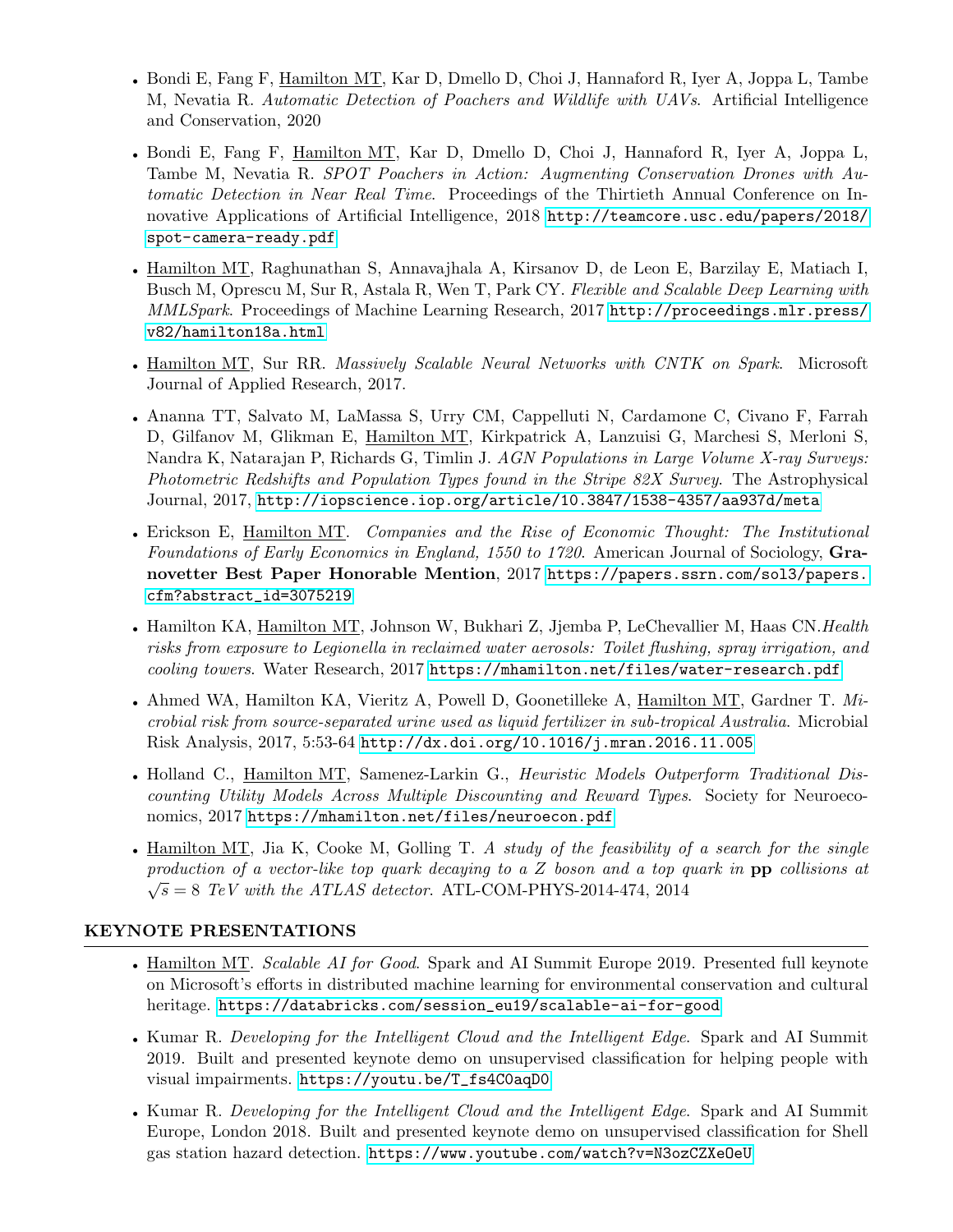- Bondi E, Fang F, Hamilton MT, Kar D, Dmello D, Choi J, Hannaford R, Iyer A, Joppa L, Tambe M, Nevatia R. *Automatic Detection of Poachers and Wildlife with UAVs.* Artificial Intelligence and Conservation, 2020

- Bondi E, Fang F, Hamilton MT, Kar D, Dmello D, Choi J, Hannaford R, Iyer A, Joppa L, Tambe M, Nevatia R. *SPOT Poachers in Action: Augmenting Conservation Drones with Automatic Detection in Near Real Time.* Proceedings of the Thirtieth Annual Conference on Innovative Applications of Artificial Intelligence, 2018 http://teamcore.usc.edu/papers/2018/spot-camera-ready.pdf

- Hamilton MT, Raghunathan S, Annavajhala A, Kirsanov D, de Leon E, Barzilay E, Matiach I, Busch M, Oprescu M, Sur R, Astala R, Wen T, Park CY. *Flexible and Scalable Deep Learning with MMLSpark.* Proceedings of Machine Learning Research, 2017 http://proceedings.mlr.press/v82/hamilton18a.html

- Hamilton MT, Sur RR. *Massively Scalable Neural Networks with CNTK on Spark.* Microsoft Journal of Applied Research, 2017.

- Ananna TT, Salvato M, LaMassa S, Urry CM, Cappelluti N, Cardamone C, Civano F, Farrah D, Gilfanov M, Glikman E, Hamilton MT, Kirkpatrick A, Lanzuisi G, Marchesi S, Merloni S, Nandra K, Natarajan P, Richards G, Timlin J. *AGN Populations in Large Volume X-ray Surveys: Photometric Redshifts and Population Types found in the Stripe 82X Survey.* The Astrophysical Journal, 2017, http://iopscience.iop.org/article/10.3847/1538-4357/aa937d/meta

- Erickson E, Hamilton MT. *Companies and the Rise of Economic Thought: The Institutional Foundations of Early Economics in England, 1550 to 1720.* American Journal of Sociology, **Granovetter Best Paper Honorable Mention**, 2017 https://papers.ssrn.com/sol3/papers.cfm?abstract_id=3075219

- Hamilton KA, Hamilton MT, Johnson W, Bukhari Z, Jjemba P, LeChevallier M, Haas CN. *Health risks from exposure to Legionella in reclaimed water aerosols: Toilet flushing, spray irrigation, and cooling towers.* Water Research, 2017 https://mhamilton.net/files/water-research.pdf

- Ahmed WA, Hamilton KA, Vieritz A, Powell D, Goonetilleke A, Hamilton MT, Gardner T. *Microbial risk from source-separated urine used as liquid fertilizer in sub-tropical Australia.* Microbial Risk Analysis, 2017, 5:53-64 http://dx.doi.org/10.1016/j.mran.2016.11.005

- Holland C., Hamilton MT, Samenez-Larkin G., *Heuristic Models Outperform Traditional Discounting Utility Models Across Multiple Discounting and Reward Types.* Society for Neuroeconomics, 2017 https://mhamilton.net/files/neuroecon.pdf

- Hamilton MT, Jia K, Cooke M, Golling T. *A study of the feasibility of a search for the single production of a vector-like top quark decaying to a Z boson and a top quark in* **pp** *collisions at* $\sqrt{s} = 8$ *TeV with the ATLAS detector.* ATL-COM-PHYS-2014-474, 2014

## KEYNOTE PRESENTATIONS

- Hamilton MT. *Scalable AI for Good.* Spark and AI Summit Europe 2019. Presented full keynote on Microsoft's efforts in distributed machine learning for environmental conservation and cultural heritage. https://databricks.com/session_eu19/scalable-ai-for-good

- Kumar R. *Developing for the Intelligent Cloud and the Intelligent Edge.* Spark and AI Summit 2019. Built and presented keynote demo on unsupervised classification for helping people with visual impairments. https://youtu.be/T_fs4C0aqD0

- Kumar R. *Developing for the Intelligent Cloud and the Intelligent Edge.* Spark and AI Summit Europe, London 2018. Built and presented keynote demo on unsupervised classification for Shell gas station hazard detection. https://www.youtube.com/watch?v=N3ozCZXeOeU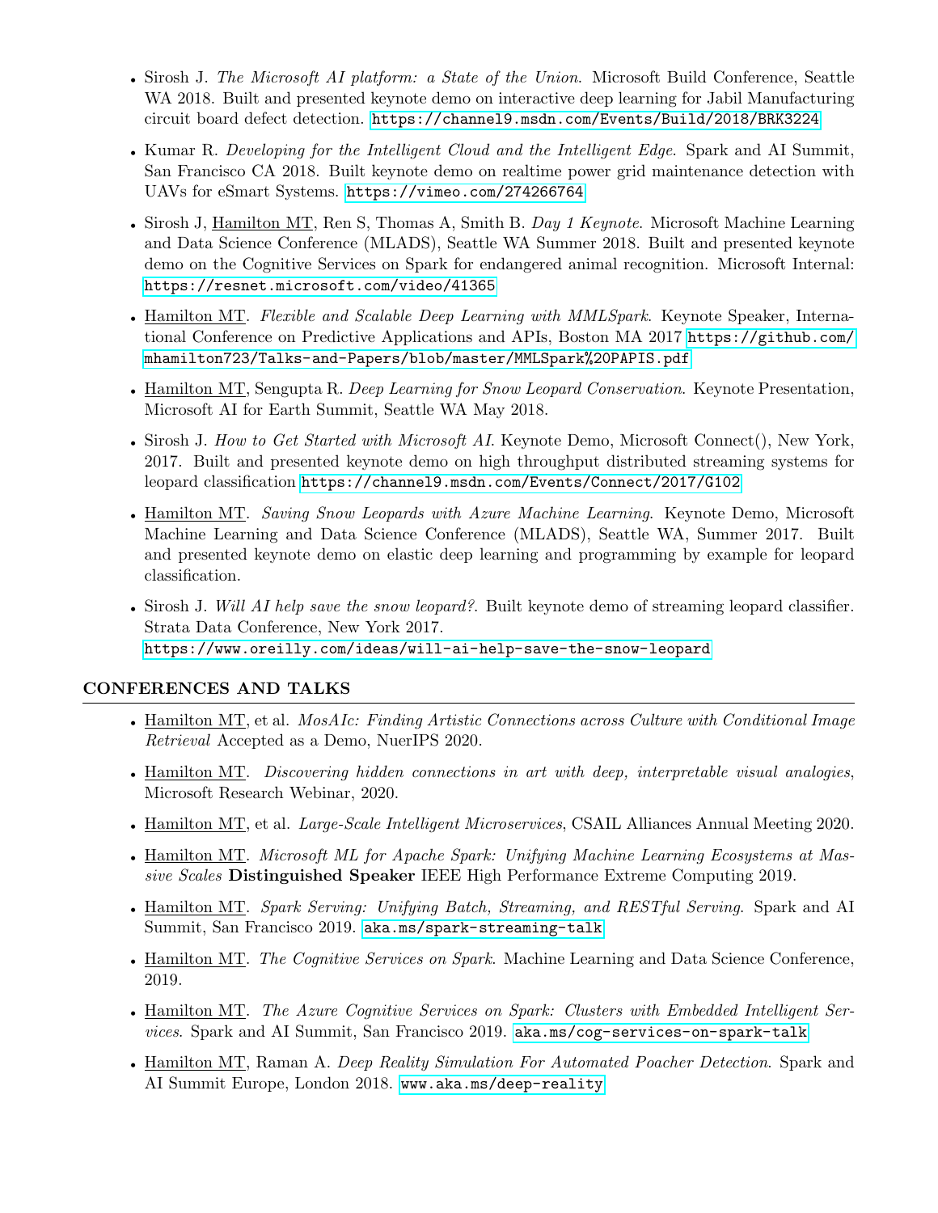- Sirosh J. *The Microsoft AI platform: a State of the Union.* Microsoft Build Conference, Seattle WA 2018. Built and presented keynote demo on interactive deep learning for Jabil Manufacturing circuit board defect detection. https://channel9.msdn.com/Events/Build/2018/BRK3224
- Kumar R. *Developing for the Intelligent Cloud and the Intelligent Edge.* Spark and AI Summit, San Francisco CA 2018. Built keynote demo on realtime power grid maintenance detection with UAVs for eSmart Systems. https://vimeo.com/274266764
- Sirosh J, Hamilton MT, Ren S, Thomas A, Smith B. *Day 1 Keynote.* Microsoft Machine Learning and Data Science Conference (MLADS), Seattle WA Summer 2018. Built and presented keynote demo on the Cognitive Services on Spark for endangered animal recognition. Microsoft Internal: https://resnet.microsoft.com/video/41365
- Hamilton MT. *Flexible and Scalable Deep Learning with MMLSpark.* Keynote Speaker, International Conference on Predictive Applications and APIs, Boston MA 2017 https://github.com/mhamilton723/Talks-and-Papers/blob/master/MMLSpark%20PAPIS.pdf
- Hamilton MT, Sengupta R. *Deep Learning for Snow Leopard Conservation.* Keynote Presentation, Microsoft AI for Earth Summit, Seattle WA May 2018.
- Sirosh J. *How to Get Started with Microsoft AI.* Keynote Demo, Microsoft Connect(), New York, 2017. Built and presented keynote demo on high throughput distributed streaming systems for leopard classification https://channel9.msdn.com/Events/Connect/2017/G102
- Hamilton MT. *Saving Snow Leopards with Azure Machine Learning.* Keynote Demo, Microsoft Machine Learning and Data Science Conference (MLADS), Seattle WA, Summer 2017. Built and presented keynote demo on elastic deep learning and programming by example for leopard classification.
- Sirosh J. *Will AI help save the snow leopard?.* Built keynote demo of streaming leopard classifier. Strata Data Conference, New York 2017. https://www.oreilly.com/ideas/will-ai-help-save-the-snow-leopard

## CONFERENCES AND TALKS

- Hamilton MT, et al. *MosAIc: Finding Artistic Connections across Culture with Conditional Image Retrieval* Accepted as a Demo, NuerIPS 2020.
- Hamilton MT. *Discovering hidden connections in art with deep, interpretable visual analogies*, Microsoft Research Webinar, 2020.
- Hamilton MT, et al. *Large-Scale Intelligent Microservices*, CSAIL Alliances Annual Meeting 2020.
- Hamilton MT. *Microsoft ML for Apache Spark: Unifying Machine Learning Ecosystems at Massive Scales* **Distinguished Speaker** IEEE High Performance Extreme Computing 2019.
- Hamilton MT. *Spark Serving: Unifying Batch, Streaming, and RESTful Serving.* Spark and AI Summit, San Francisco 2019. aka.ms/spark-streaming-talk
- Hamilton MT. *The Cognitive Services on Spark.* Machine Learning and Data Science Conference, 2019.
- Hamilton MT. *The Azure Cognitive Services on Spark: Clusters with Embedded Intelligent Services.* Spark and AI Summit, San Francisco 2019. aka.ms/cog-services-on-spark-talk
- Hamilton MT, Raman A. *Deep Reality Simulation For Automated Poacher Detection.* Spark and AI Summit Europe, London 2018. www.aka.ms/deep-reality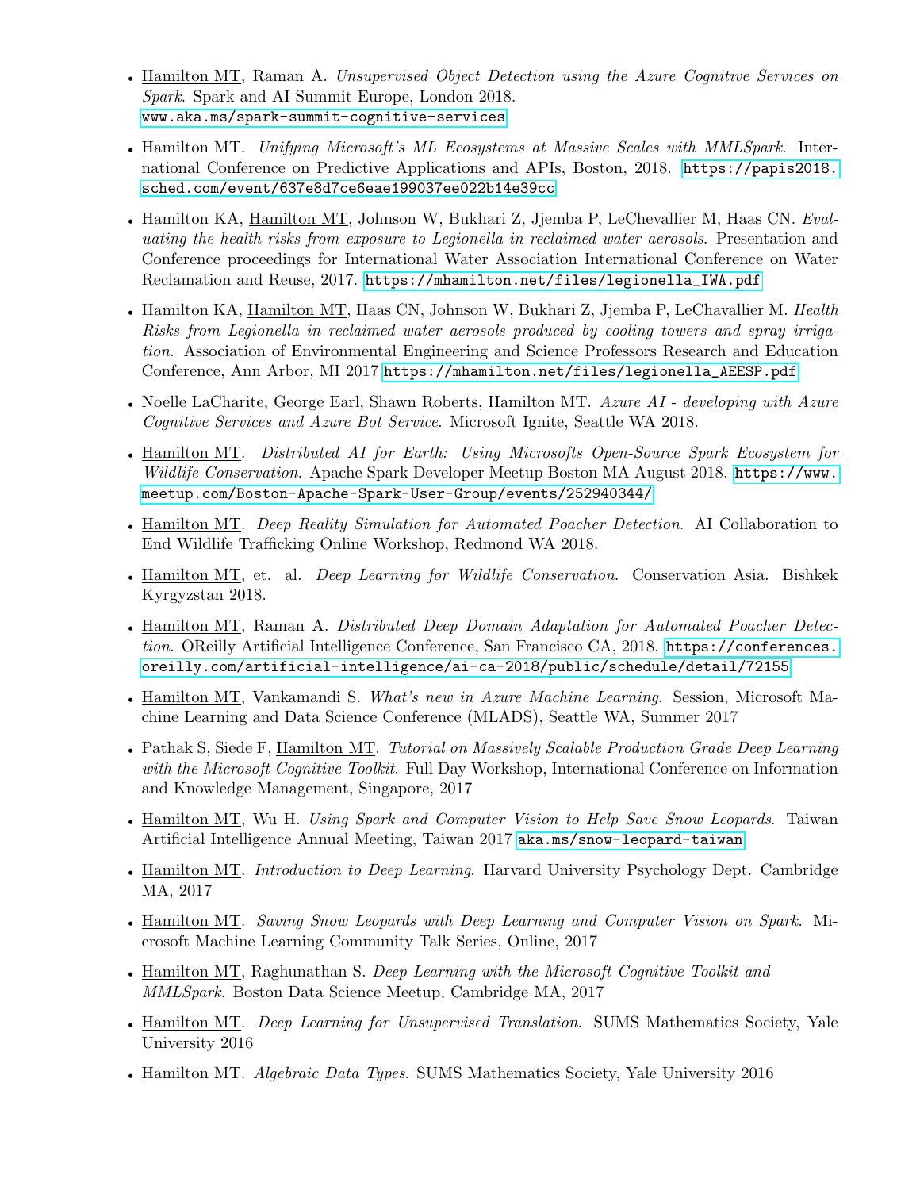- Hamilton MT, Raman A. *Unsupervised Object Detection using the Azure Cognitive Services on Spark*. Spark and AI Summit Europe, London 2018. www.aka.ms/spark-summit-cognitive-services
- Hamilton MT. *Unifying Microsoft's ML Ecosystems at Massive Scales with MMLSpark*. International Conference on Predictive Applications and APIs, Boston, 2018. https://papis2018.sched.com/event/637e8d7ce6eae199037ee022b14e39cc
- Hamilton KA, Hamilton MT, Johnson W, Bukhari Z, Jjemba P, LeChevallier M, Haas CN. *Evaluating the health risks from exposure to Legionella in reclaimed water aerosols*. Presentation and Conference proceedings for International Water Association International Conference on Water Reclamation and Reuse, 2017. https://mhamilton.net/files/legionella_IWA.pdf
- Hamilton KA, Hamilton MT, Haas CN, Johnson W, Bukhari Z, Jjemba P, LeChavallier M. *Health Risks from Legionella in reclaimed water aerosols produced by cooling towers and spray irrigation*. Association of Environmental Engineering and Science Professors Research and Education Conference, Ann Arbor, MI 2017 https://mhamilton.net/files/legionella_AEESP.pdf
- Noelle LaCharite, George Earl, Shawn Roberts, Hamilton MT. *Azure AI - developing with Azure Cognitive Services and Azure Bot Service*. Microsoft Ignite, Seattle WA 2018.
- Hamilton MT. *Distributed AI for Earth: Using Microsofts Open-Source Spark Ecosystem for Wildlife Conservation*. Apache Spark Developer Meetup Boston MA August 2018. https://www.meetup.com/Boston-Apache-Spark-User-Group/events/252940344/
- Hamilton MT. *Deep Reality Simulation for Automated Poacher Detection*. AI Collaboration to End Wildlife Trafficking Online Workshop, Redmond WA 2018.
- Hamilton MT, et. al. *Deep Learning for Wildlife Conservation*. Conservation Asia. Bishkek Kyrgyzstan 2018.
- Hamilton MT, Raman A. *Distributed Deep Domain Adaptation for Automated Poacher Detection*. OReilly Artificial Intelligence Conference, San Francisco CA, 2018. https://conferences.oreilly.com/artificial-intelligence/ai-ca-2018/public/schedule/detail/72155
- Hamilton MT, Vankamandi S. *What's new in Azure Machine Learning*. Session, Microsoft Machine Learning and Data Science Conference (MLADS), Seattle WA, Summer 2017
- Pathak S, Siede F, Hamilton MT. *Tutorial on Massively Scalable Production Grade Deep Learning with the Microsoft Cognitive Toolkit*. Full Day Workshop, International Conference on Information and Knowledge Management, Singapore, 2017
- Hamilton MT, Wu H. *Using Spark and Computer Vision to Help Save Snow Leopards*. Taiwan Artificial Intelligence Annual Meeting, Taiwan 2017 aka.ms/snow-leopard-taiwan
- Hamilton MT. *Introduction to Deep Learning*. Harvard University Psychology Dept. Cambridge MA, 2017
- Hamilton MT. *Saving Snow Leopards with Deep Learning and Computer Vision on Spark*. Microsoft Machine Learning Community Talk Series, Online, 2017
- Hamilton MT, Raghunathan S. *Deep Learning with the Microsoft Cognitive Toolkit and MMLSpark*. Boston Data Science Meetup, Cambridge MA, 2017
- Hamilton MT. *Deep Learning for Unsupervised Translation*. SUMS Mathematics Society, Yale University 2016
- Hamilton MT. *Algebraic Data Types*. SUMS Mathematics Society, Yale University 2016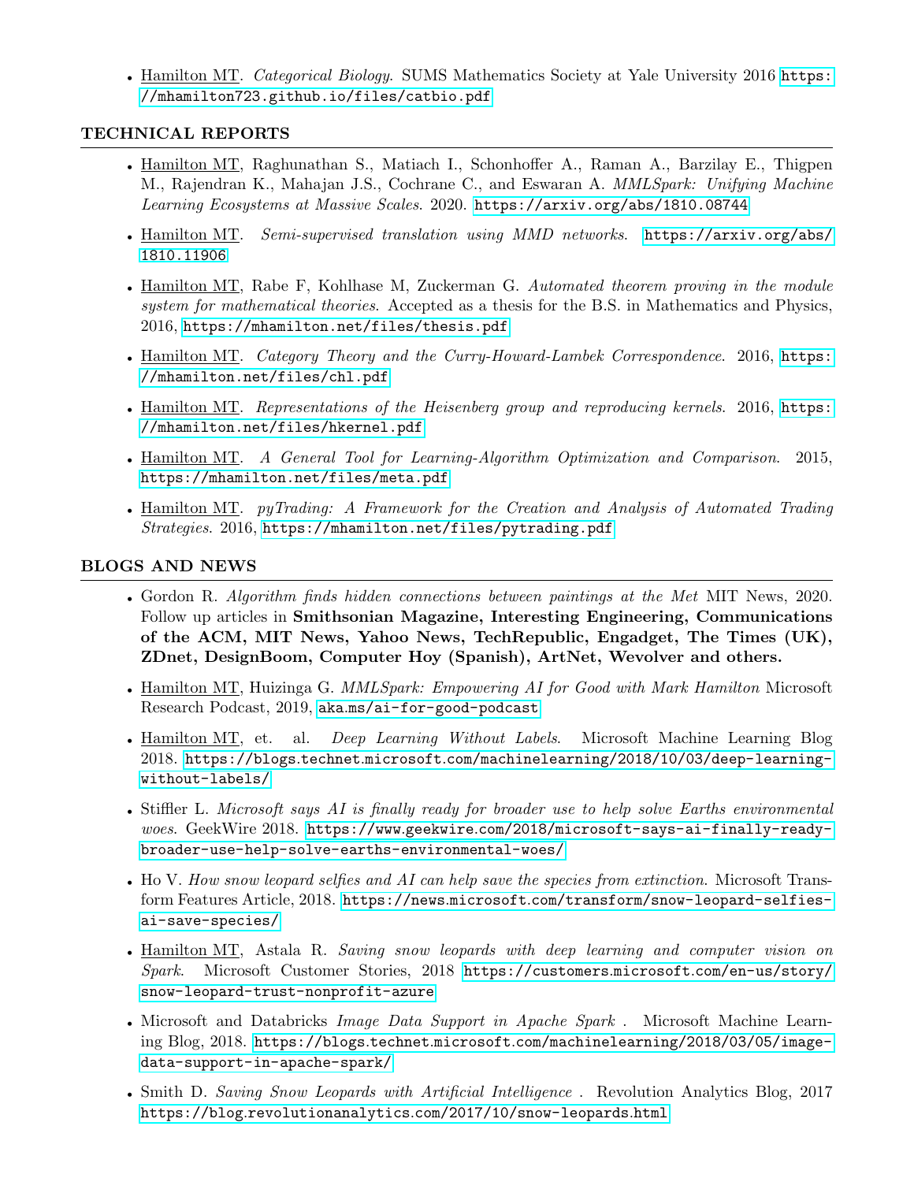- <u>Hamilton MT</u>. *Categorical Biology*. SUMS Mathematics Society at Yale University 2016 https://mhamilton723.github.io/files/catbio.pdf

## TECHNICAL REPORTS

- <u>Hamilton MT</u>, Raghunathan S., Matiach I., Schonhoffer A., Raman A., Barzilay E., Thigpen M., Rajendran K., Mahajan J.S., Cochrane C., and Eswaran A. *MMLSpark: Unifying Machine Learning Ecosystems at Massive Scales*. 2020. https://arxiv.org/abs/1810.08744
- <u>Hamilton MT</u>. *Semi-supervised translation using MMD networks*. https://arxiv.org/abs/1810.11906
- <u>Hamilton MT</u>, Rabe F, Kohlhase M, Zuckerman G. *Automated theorem proving in the module system for mathematical theories*. Accepted as a thesis for the B.S. in Mathematics and Physics, 2016, https://mhamilton.net/files/thesis.pdf
- <u>Hamilton MT</u>. *Category Theory and the Curry-Howard-Lambek Correspondence*. 2016, https://mhamilton.net/files/chl.pdf
- <u>Hamilton MT</u>. *Representations of the Heisenberg group and reproducing kernels*. 2016, https://mhamilton.net/files/hkernel.pdf
- <u>Hamilton MT</u>. *A General Tool for Learning-Algorithm Optimization and Comparison*. 2015, https://mhamilton.net/files/meta.pdf
- <u>Hamilton MT</u>. *pyTrading: A Framework for the Creation and Analysis of Automated Trading Strategies*. 2016, https://mhamilton.net/files/pytrading.pdf

## BLOGS AND NEWS

- Gordon R. *Algorithm finds hidden connections between paintings at the Met* MIT News, 2020. Follow up articles in **Smithsonian Magazine, Interesting Engineering, Communications of the ACM, MIT News, Yahoo News, TechRepublic, Engadget, The Times (UK), ZDnet, DesignBoom, Computer Hoy (Spanish), ArtNet, Wevolver and others.**
- <u>Hamilton MT</u>, Huizinga G. *MMLSpark: Empowering AI for Good with Mark Hamilton* Microsoft Research Podcast, 2019, aka.ms/ai-for-good-podcast
- <u>Hamilton MT</u>, et. al. *Deep Learning Without Labels*. Microsoft Machine Learning Blog 2018. https://blogs.technet.microsoft.com/machinelearning/2018/10/03/deep-learning-without-labels/
- Stiffler L. *Microsoft says AI is finally ready for broader use to help solve Earths environmental woes*. GeekWire 2018. https://www.geekwire.com/2018/microsoft-says-ai-finally-ready-broader-use-help-solve-earths-environmental-woes/
- Ho V. *How snow leopard selfies and AI can help save the species from extinction*. Microsoft Transform Features Article, 2018. https://news.microsoft.com/transform/snow-leopard-selfies-ai-save-species/
- <u>Hamilton MT</u>, Astala R. *Saving snow leopards with deep learning and computer vision on Spark*. Microsoft Customer Stories, 2018 https://customers.microsoft.com/en-us/story/snow-leopard-trust-nonprofit-azure
- Microsoft and Databricks *Image Data Support in Apache Spark* . Microsoft Machine Learning Blog, 2018. https://blogs.technet.microsoft.com/machinelearning/2018/03/05/image-data-support-in-apache-spark/
- Smith D. *Saving Snow Leopards with Artificial Intelligence* . Revolution Analytics Blog, 2017 https://blog.revolutionanalytics.com/2017/10/snow-leopards.html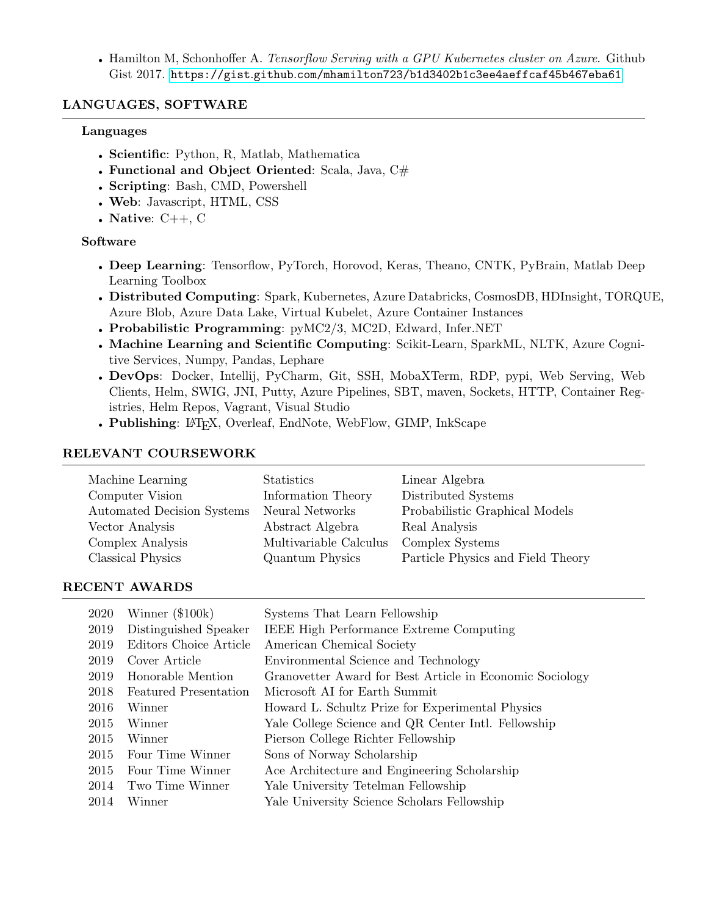- Hamilton M, Schonhoffer A. *Tensorflow Serving with a GPU Kubernetes cluster on Azure.* Github Gist 2017. https://gist.github.com/mhamilton723/b1d3402b1c3ee4aeffcaf45b467eba61

## LANGUAGES, SOFTWARE

### Languages

- **Scientific**: Python, R, Matlab, Mathematica
- **Functional and Object Oriented**: Scala, Java, C#
- **Scripting**: Bash, CMD, Powershell
- **Web**: Javascript, HTML, CSS
- **Native**: C++, C

### Software

- **Deep Learning**: Tensorflow, PyTorch, Horovod, Keras, Theano, CNTK, PyBrain, Matlab Deep Learning Toolbox
- **Distributed Computing**: Spark, Kubernetes, Azure Databricks, CosmosDB, HDInsight, TORQUE, Azure Blob, Azure Data Lake, Virtual Kubelet, Azure Container Instances
- **Probabilistic Programming**: pyMC2/3, MC2D, Edward, Infer.NET
- **Machine Learning and Scientific Computing**: Scikit-Learn, SparkML, NLTK, Azure Cognitive Services, Numpy, Pandas, Lephare
- **DevOps**: Docker, Intellij, PyCharm, Git, SSH, MobaXTerm, RDP, pypi, Web Serving, Web Clients, Helm, SWIG, JNI, Putty, Azure Pipelines, SBT, maven, Sockets, HTTP, Container Registries, Helm Repos, Vagrant, Visual Studio
- **Publishing**: LaTeX, Overleaf, EndNote, WebFlow, GIMP, InkScape

## RELEVANT COURSEWORK

| | | |
|---|---|---|
| Machine Learning | Statistics | Linear Algebra |
| Computer Vision | Information Theory | Distributed Systems |
| Automated Decision Systems | Neural Networks | Probabilistic Graphical Models |
| Vector Analysis | Abstract Algebra | Real Analysis |
| Complex Analysis | Multivariable Calculus | Complex Systems |
| Classical Physics | Quantum Physics | Particle Physics and Field Theory |

## RECENT AWARDS

| | | |
|---|---|---|
| 2020 | Winner ($100k) | Systems That Learn Fellowship |
| 2019 | Distinguished Speaker | IEEE High Performance Extreme Computing |
| 2019 | Editors Choice Article | American Chemical Society |
| 2019 | Cover Article | Environmental Science and Technology |
| 2019 | Honorable Mention | Granovetter Award for Best Article in Economic Sociology |
| 2018 | Featured Presentation | Microsoft AI for Earth Summit |
| 2016 | Winner | Howard L. Schultz Prize for Experimental Physics |
| 2015 | Winner | Yale College Science and QR Center Intl. Fellowship |
| 2015 | Winner | Pierson College Richter Fellowship |
| 2015 | Four Time Winner | Sons of Norway Scholarship |
| 2015 | Four Time Winner | Ace Architecture and Engineering Scholarship |
| 2014 | Two Time Winner | Yale University Tetelman Fellowship |
| 2014 | Winner | Yale University Science Scholars Fellowship |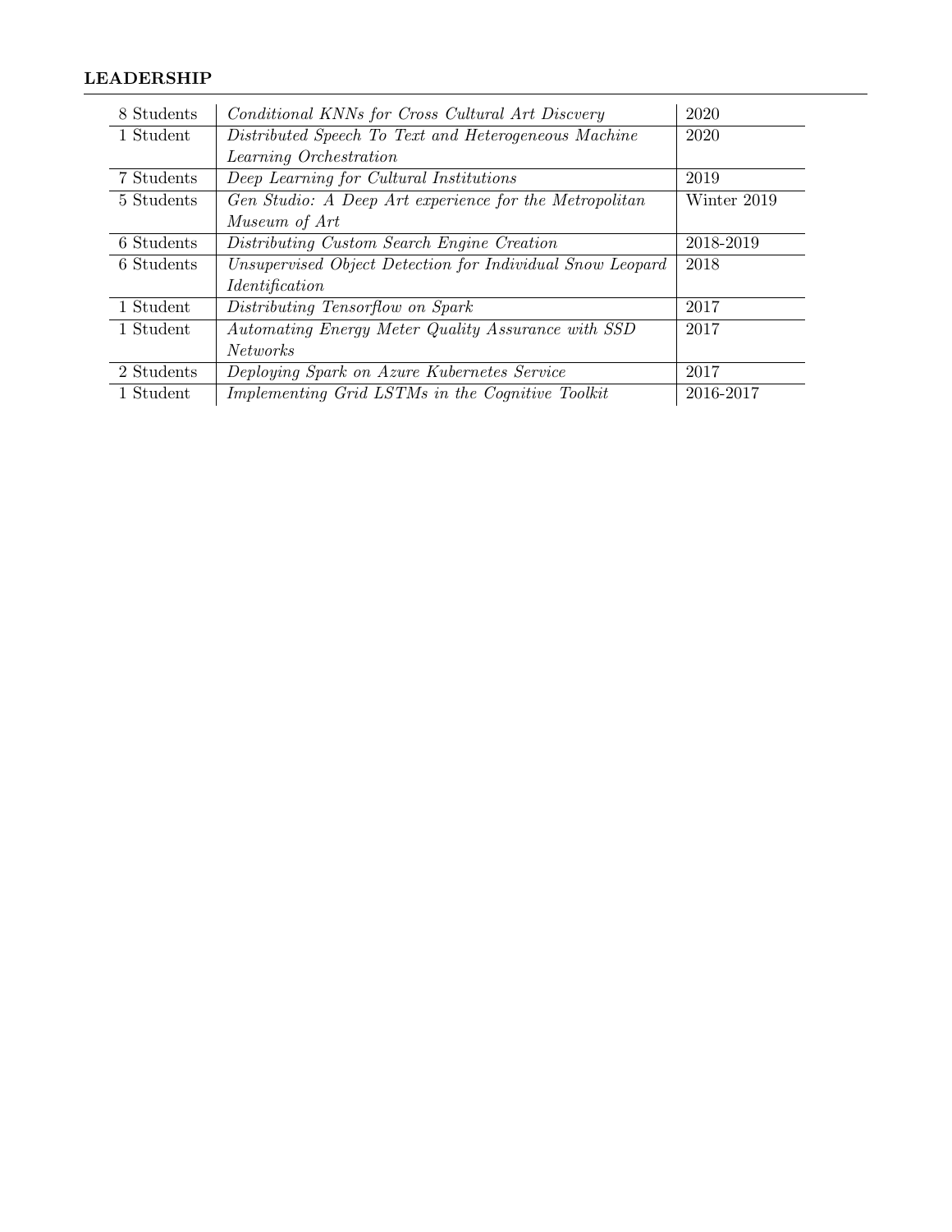**LEADERSHIP**

| | | |
|---|---|---|
| 8 Students | *Conditional KNNs for Cross Cultural Art Discvery* | 2020 |
| 1 Student | *Distributed Speech To Text and Heterogeneous Machine Learning Orchestration* | 2020 |
| 7 Students | *Deep Learning for Cultural Institutions* | 2019 |
| 5 Students | *Gen Studio: A Deep Art experience for the Metropolitan Museum of Art* | Winter 2019 |
| 6 Students | *Distributing Custom Search Engine Creation* | 2018-2019 |
| 6 Students | *Unsupervised Object Detection for Individual Snow Leopard Identification* | 2018 |
| 1 Student | *Distributing Tensorflow on Spark* | 2017 |
| 1 Student | *Automating Energy Meter Quality Assurance with SSD Networks* | 2017 |
| 2 Students | *Deploying Spark on Azure Kubernetes Service* | 2017 |
| 1 Student | *Implementing Grid LSTMs in the Cognitive Toolkit* | 2016-2017 |